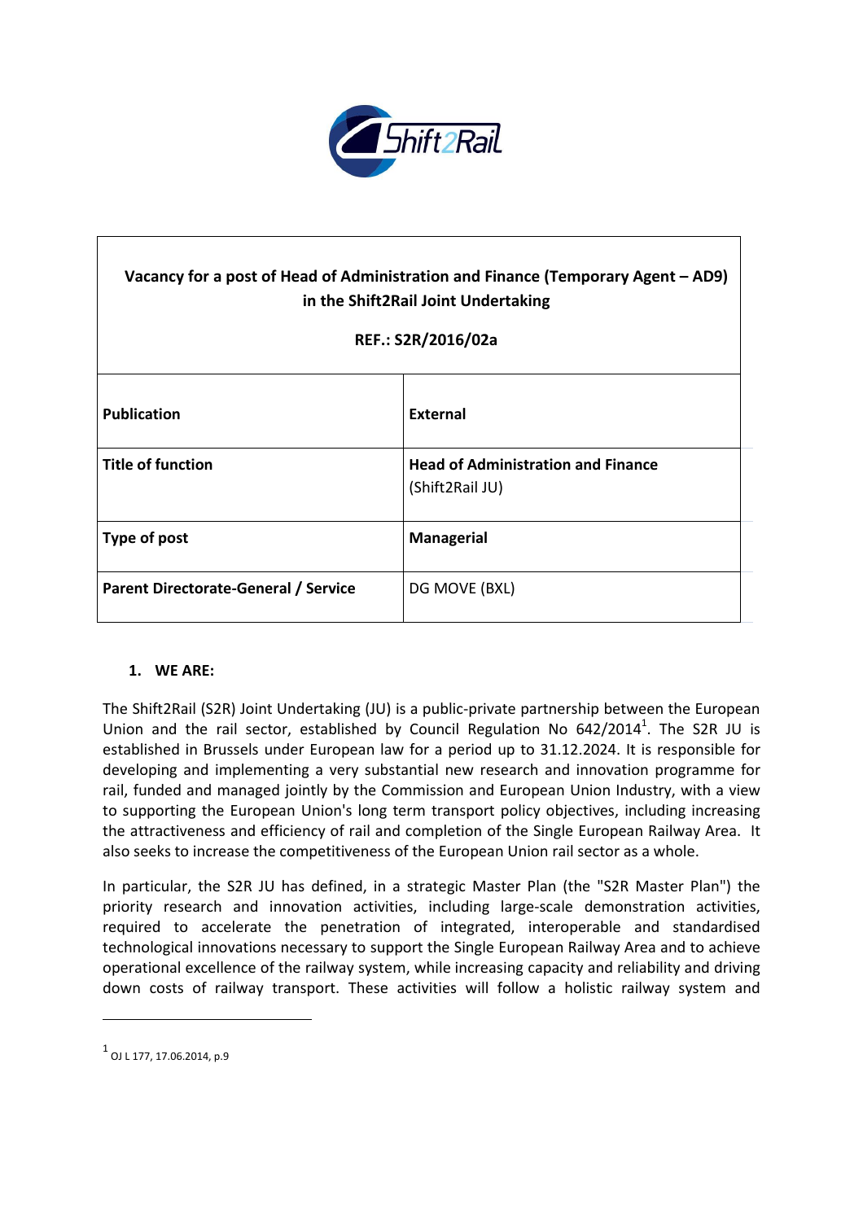| Vacancy for a post of Head of Administration and Finance (Temporary Agent – AD9) in the Shift2Rail Joint Undertaking<br><br>REF.: S2R/2016/02a | |
|---|---|
| **Publication** | **External** |
| **Title of function** | **Head of Administration and Finance** (Shift2Rail JU) |
| **Type of post** | **Managerial** |
| **Parent Directorate-General / Service** | DG MOVE (BXL) |

## 1. WE ARE:

The Shift2Rail (S2R) Joint Undertaking (JU) is a public-private partnership between the European Union and the rail sector, established by Council Regulation No 642/2014[1]. The S2R JU is established in Brussels under European law for a period up to 31.12.2024. It is responsible for developing and implementing a very substantial new research and innovation programme for rail, funded and managed jointly by the Commission and European Union Industry, with a view to supporting the European Union's long term transport policy objectives, including increasing the attractiveness and efficiency of rail and completion of the Single European Railway Area. It also seeks to increase the competitiveness of the European Union rail sector as a whole.

In particular, the S2R JU has defined, in a strategic Master Plan (the "S2R Master Plan") the priority research and innovation activities, including large-scale demonstration activities, required to accelerate the penetration of integrated, interoperable and standardised technological innovations necessary to support the Single European Railway Area and to achieve operational excellence of the railway system, while increasing capacity and reliability and driving down costs of railway transport. These activities will follow a holistic railway system and

[1] OJ L 177, 17.06.2014, p.9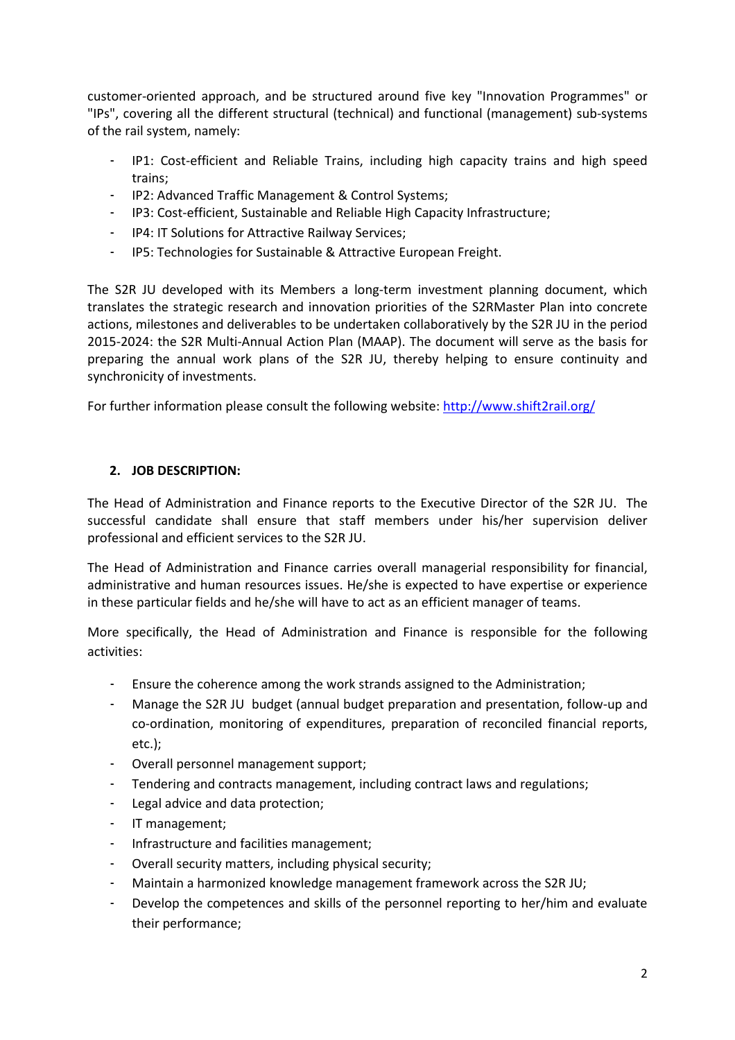customer-oriented approach, and be structured around five key "Innovation Programmes" or "IPs", covering all the different structural (technical) and functional (management) sub-systems of the rail system, namely:

- IP1: Cost-efficient and Reliable Trains, including high capacity trains and high speed trains;
- IP2: Advanced Traffic Management & Control Systems;
- IP3: Cost-efficient, Sustainable and Reliable High Capacity Infrastructure;
- IP4: IT Solutions for Attractive Railway Services;
- IP5: Technologies for Sustainable & Attractive European Freight.

The S2R JU developed with its Members a long-term investment planning document, which translates the strategic research and innovation priorities of the S2RMaster Plan into concrete actions, milestones and deliverables to be undertaken collaboratively by the S2R JU in the period 2015-2024: the S2R Multi-Annual Action Plan (MAAP). The document will serve as the basis for preparing the annual work plans of the S2R JU, thereby helping to ensure continuity and synchronicity of investments.

For further information please consult the following website: http://www.shift2rail.org/

## 2. JOB DESCRIPTION:

The Head of Administration and Finance reports to the Executive Director of the S2R JU. The successful candidate shall ensure that staff members under his/her supervision deliver professional and efficient services to the S2R JU.

The Head of Administration and Finance carries overall managerial responsibility for financial, administrative and human resources issues. He/she is expected to have expertise or experience in these particular fields and he/she will have to act as an efficient manager of teams.

More specifically, the Head of Administration and Finance is responsible for the following activities:

- Ensure the coherence among the work strands assigned to the Administration;
- Manage the S2R JU budget (annual budget preparation and presentation, follow-up and co-ordination, monitoring of expenditures, preparation of reconciled financial reports, etc.);
- Overall personnel management support;
- Tendering and contracts management, including contract laws and regulations;
- Legal advice and data protection;
- IT management;
- Infrastructure and facilities management;
- Overall security matters, including physical security;
- Maintain a harmonized knowledge management framework across the S2R JU;
- Develop the competences and skills of the personnel reporting to her/him and evaluate their performance;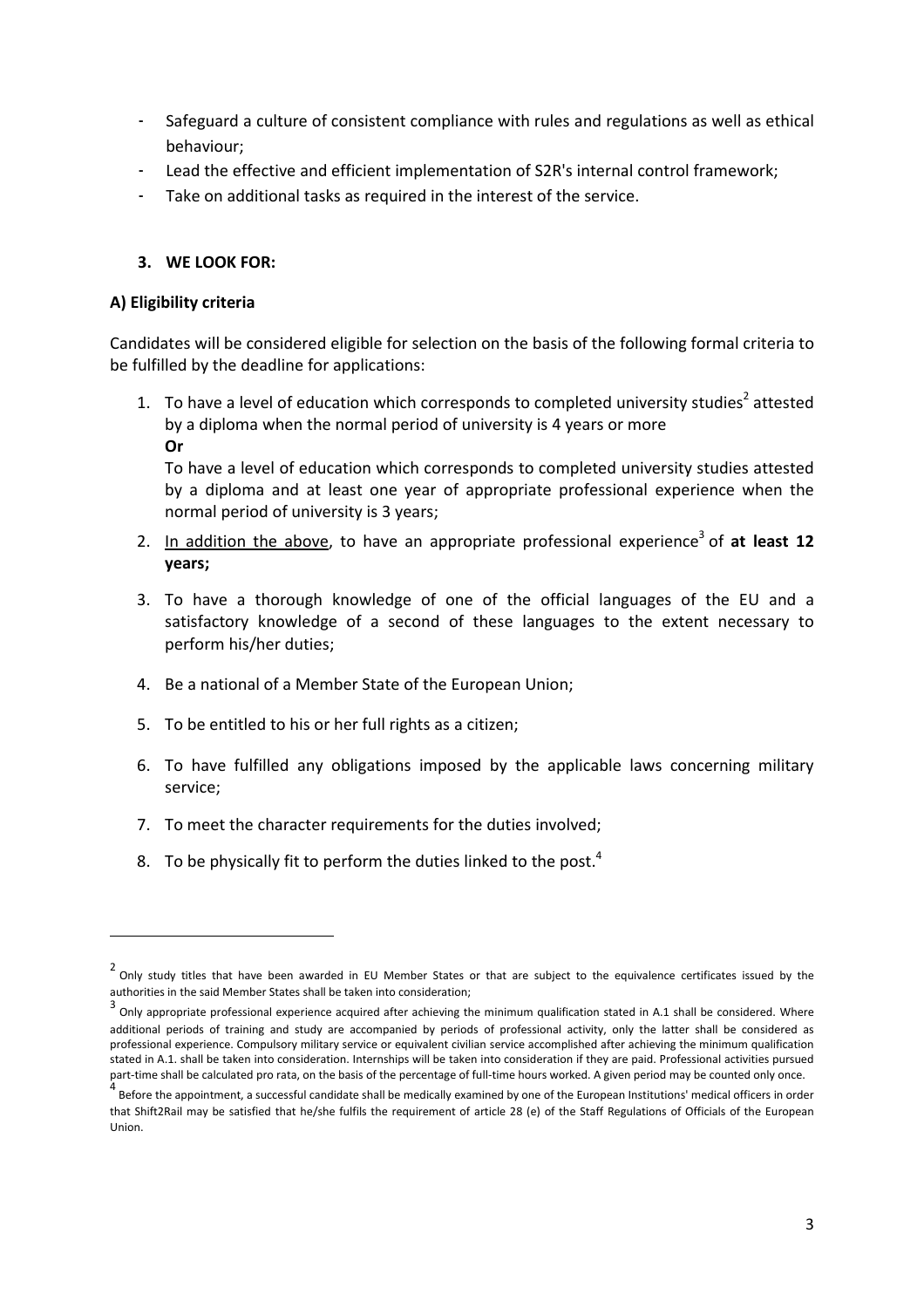- Safeguard a culture of consistent compliance with rules and regulations as well as ethical behaviour;
- Lead the effective and efficient implementation of S2R's internal control framework;
- Take on additional tasks as required in the interest of the service.

### 3. WE LOOK FOR:

**A) Eligibility criteria**

Candidates will be considered eligible for selection on the basis of the following formal criteria to be fulfilled by the deadline for applications:

1. To have a level of education which corresponds to completed university studies[2] attested by a diploma when the normal period of university is 4 years or more
   **Or**
   To have a level of education which corresponds to completed university studies attested by a diploma and at least one year of appropriate professional experience when the normal period of university is 3 years;
2. In addition the above, to have an appropriate professional experience[3] of **at least 12 years;**
3. To have a thorough knowledge of one of the official languages of the EU and a satisfactory knowledge of a second of these languages to the extent necessary to perform his/her duties;
4. Be a national of a Member State of the European Union;
5. To be entitled to his or her full rights as a citizen;
6. To have fulfilled any obligations imposed by the applicable laws concerning military service;
7. To meet the character requirements for the duties involved;
8. To be physically fit to perform the duties linked to the post.[4]

---

[2] Only study titles that have been awarded in EU Member States or that are subject to the equivalence certificates issued by the authorities in the said Member States shall be taken into consideration;

[3] Only appropriate professional experience acquired after achieving the minimum qualification stated in A.1 shall be considered. Where additional periods of training and study are accompanied by periods of professional activity, only the latter shall be considered as professional experience. Compulsory military service or equivalent civilian service accomplished after achieving the minimum qualification stated in A.1. shall be taken into consideration. Internships will be taken into consideration if they are paid. Professional activities pursued part-time shall be calculated pro rata, on the basis of the percentage of full-time hours worked. A given period may be counted only once.

[4] Before the appointment, a successful candidate shall be medically examined by one of the European Institutions' medical officers in order that Shift2Rail may be satisfied that he/she fulfils the requirement of article 28 (e) of the Staff Regulations of Officials of the European Union.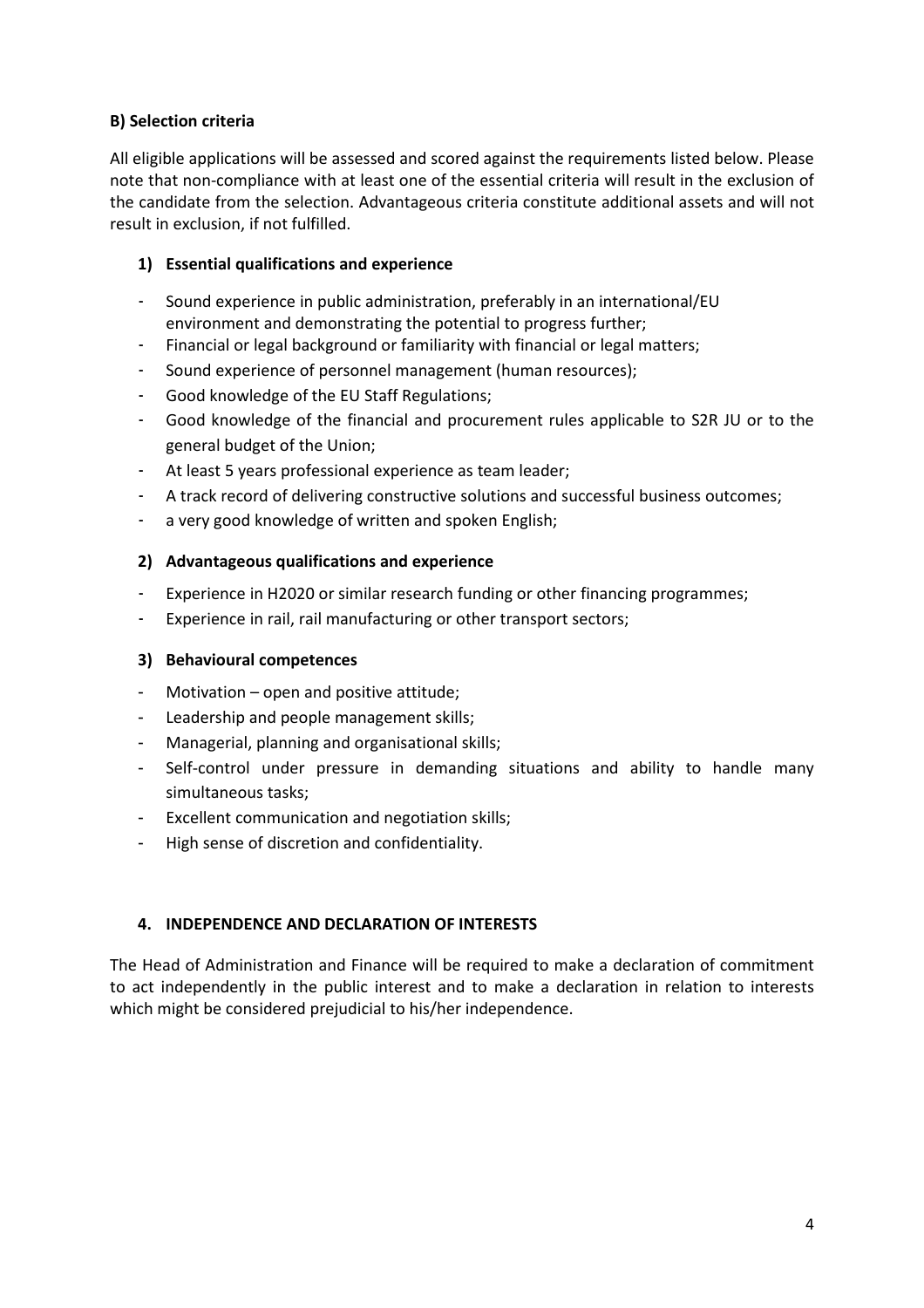### B) Selection criteria

All eligible applications will be assessed and scored against the requirements listed below. Please note that non-compliance with at least one of the essential criteria will result in the exclusion of the candidate from the selection. Advantageous criteria constitute additional assets and will not result in exclusion, if not fulfilled.

#### 1) Essential qualifications and experience

- Sound experience in public administration, preferably in an international/EU environment and demonstrating the potential to progress further;
- Financial or legal background or familiarity with financial or legal matters;
- Sound experience of personnel management (human resources);
- Good knowledge of the EU Staff Regulations;
- Good knowledge of the financial and procurement rules applicable to S2R JU or to the general budget of the Union;
- At least 5 years professional experience as team leader;
- A track record of delivering constructive solutions and successful business outcomes;
- a very good knowledge of written and spoken English;

#### 2) Advantageous qualifications and experience

- Experience in H2020 or similar research funding or other financing programmes;
- Experience in rail, rail manufacturing or other transport sectors;

#### 3) Behavioural competences

- Motivation – open and positive attitude;
- Leadership and people management skills;
- Managerial, planning and organisational skills;
- Self-control under pressure in demanding situations and ability to handle many simultaneous tasks;
- Excellent communication and negotiation skills;
- High sense of discretion and confidentiality.

## 4. INDEPENDENCE AND DECLARATION OF INTERESTS

The Head of Administration and Finance will be required to make a declaration of commitment to act independently in the public interest and to make a declaration in relation to interests which might be considered prejudicial to his/her independence.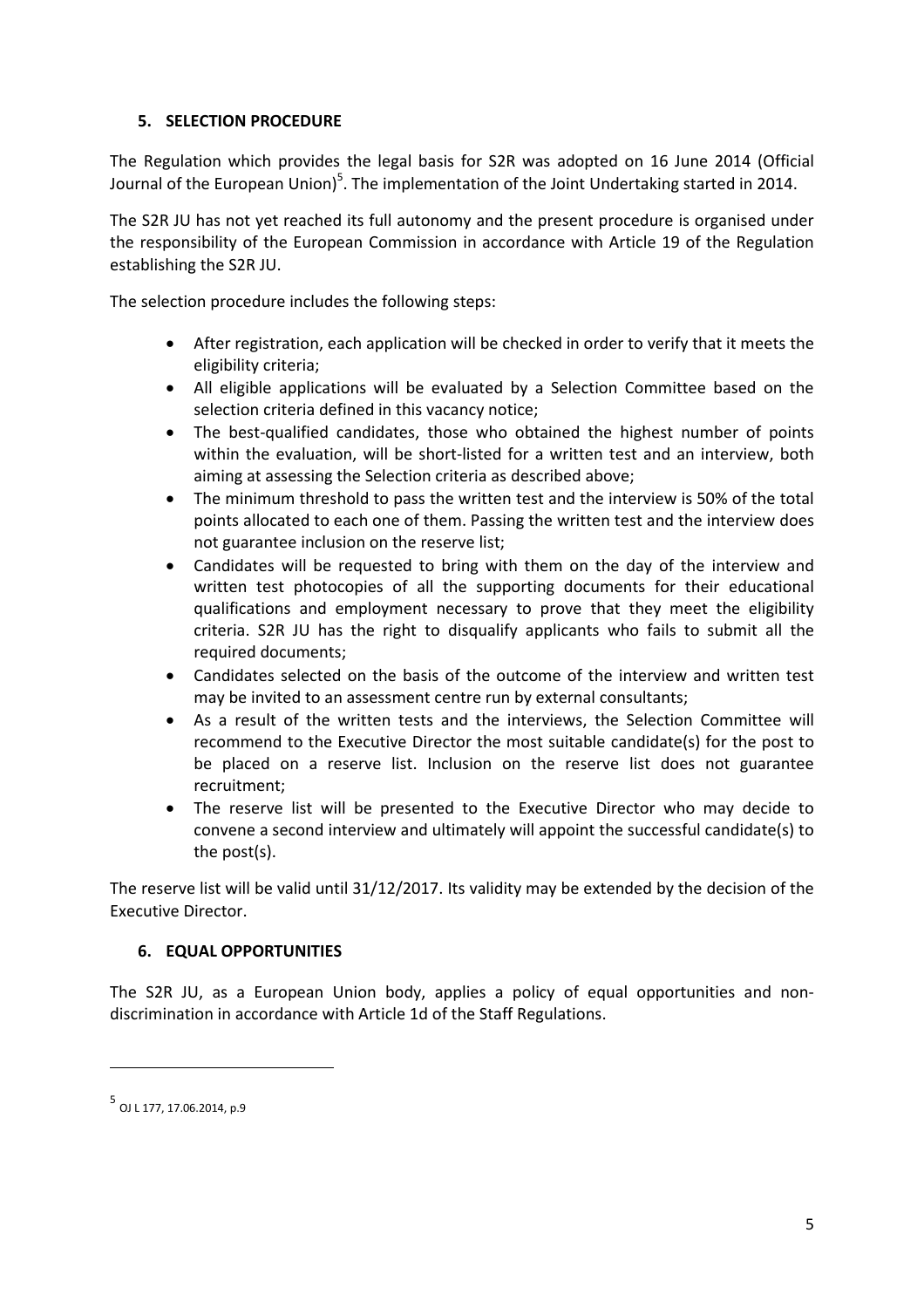## 5. SELECTION PROCEDURE

The Regulation which provides the legal basis for S2R was adopted on 16 June 2014 (Official Journal of the European Union)[5]. The implementation of the Joint Undertaking started in 2014.

The S2R JU has not yet reached its full autonomy and the present procedure is organised under the responsibility of the European Commission in accordance with Article 19 of the Regulation establishing the S2R JU.

The selection procedure includes the following steps:

- After registration, each application will be checked in order to verify that it meets the eligibility criteria;
- All eligible applications will be evaluated by a Selection Committee based on the selection criteria defined in this vacancy notice;
- The best-qualified candidates, those who obtained the highest number of points within the evaluation, will be short-listed for a written test and an interview, both aiming at assessing the Selection criteria as described above;
- The minimum threshold to pass the written test and the interview is 50% of the total points allocated to each one of them. Passing the written test and the interview does not guarantee inclusion on the reserve list;
- Candidates will be requested to bring with them on the day of the interview and written test photocopies of all the supporting documents for their educational qualifications and employment necessary to prove that they meet the eligibility criteria. S2R JU has the right to disqualify applicants who fails to submit all the required documents;
- Candidates selected on the basis of the outcome of the interview and written test may be invited to an assessment centre run by external consultants;
- As a result of the written tests and the interviews, the Selection Committee will recommend to the Executive Director the most suitable candidate(s) for the post to be placed on a reserve list. Inclusion on the reserve list does not guarantee recruitment;
- The reserve list will be presented to the Executive Director who may decide to convene a second interview and ultimately will appoint the successful candidate(s) to the post(s).

The reserve list will be valid until 31/12/2017. Its validity may be extended by the decision of the Executive Director.

## 6. EQUAL OPPORTUNITIES

The S2R JU, as a European Union body, applies a policy of equal opportunities and non-discrimination in accordance with Article 1d of the Staff Regulations.

---

[5] OJ L 177, 17.06.2014, p.9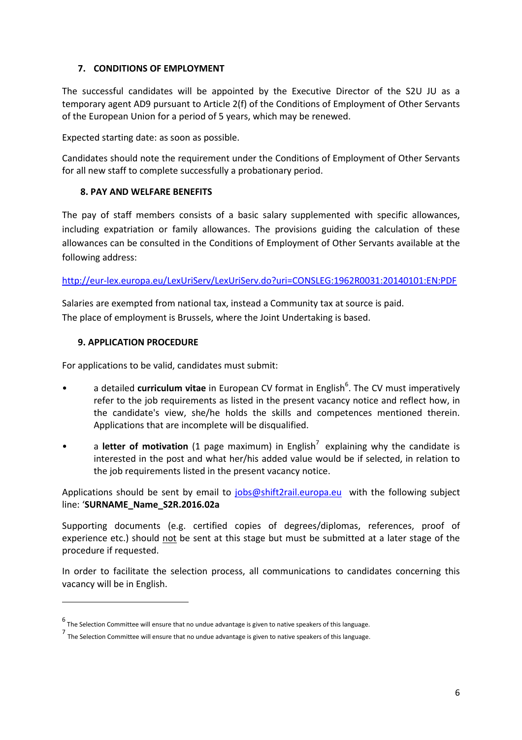## 7. CONDITIONS OF EMPLOYMENT

The successful candidates will be appointed by the Executive Director of the S2U JU as a temporary agent AD9 pursuant to Article 2(f) of the Conditions of Employment of Other Servants of the European Union for a period of 5 years, which may be renewed.

Expected starting date: as soon as possible.

Candidates should note the requirement under the Conditions of Employment of Other Servants for all new staff to complete successfully a probationary period.

## 8. PAY AND WELFARE BENEFITS

The pay of staff members consists of a basic salary supplemented with specific allowances, including expatriation or family allowances. The provisions guiding the calculation of these allowances can be consulted in the Conditions of Employment of Other Servants available at the following address:

http://eur-lex.europa.eu/LexUriServ/LexUriServ.do?uri=CONSLEG:1962R0031:20140101:EN:PDF

Salaries are exempted from national tax, instead a Community tax at source is paid.
The place of employment is Brussels, where the Joint Undertaking is based.

## 9. APPLICATION PROCEDURE

For applications to be valid, candidates must submit:

- a detailed **curriculum vitae** in European CV format in English[6]. The CV must imperatively refer to the job requirements as listed in the present vacancy notice and reflect how, in the candidate's view, she/he holds the skills and competences mentioned therein. Applications that are incomplete will be disqualified.
- a **letter of motivation** (1 page maximum) in English[7] explaining why the candidate is interested in the post and what her/his added value would be if selected, in relation to the job requirements listed in the present vacancy notice.

Applications should be sent by email to jobs@shift2rail.europa.eu with the following subject line: '**SURNAME_Name_S2R.2016.02a**

Supporting documents (e.g. certified copies of degrees/diplomas, references, proof of experience etc.) should not be sent at this stage but must be submitted at a later stage of the procedure if requested.

In order to facilitate the selection process, all communications to candidates concerning this vacancy will be in English.

---

[6] The Selection Committee will ensure that no undue advantage is given to native speakers of this language.

[7] The Selection Committee will ensure that no undue advantage is given to native speakers of this language.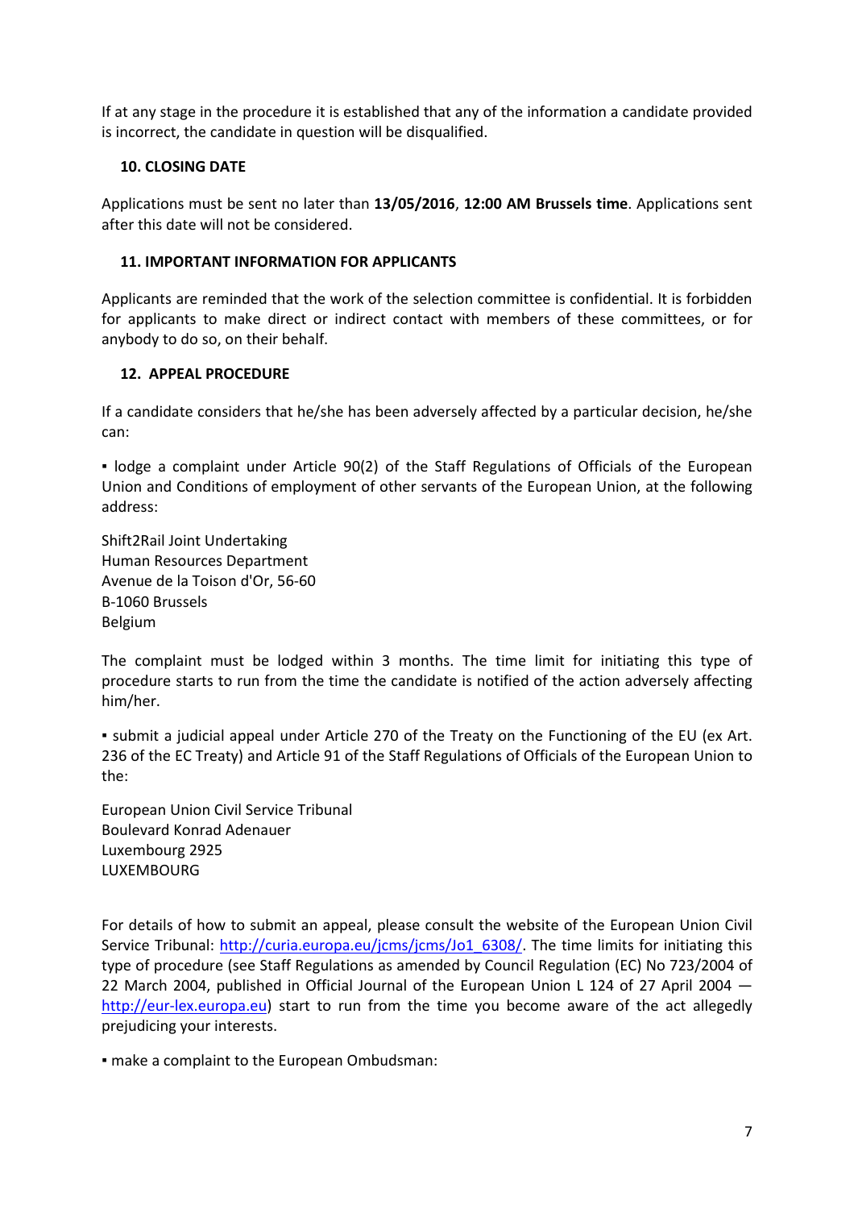If at any stage in the procedure it is established that any of the information a candidate provided is incorrect, the candidate in question will be disqualified.

## 10. CLOSING DATE

Applications must be sent no later than **13/05/2016**, **12:00 AM Brussels time**. Applications sent after this date will not be considered.

## 11. IMPORTANT INFORMATION FOR APPLICANTS

Applicants are reminded that the work of the selection committee is confidential. It is forbidden for applicants to make direct or indirect contact with members of these committees, or for anybody to do so, on their behalf.

## 12. APPEAL PROCEDURE

If a candidate considers that he/she has been adversely affected by a particular decision, he/she can:

▪ lodge a complaint under Article 90(2) of the Staff Regulations of Officials of the European Union and Conditions of employment of other servants of the European Union, at the following address:

Shift2Rail Joint Undertaking
Human Resources Department
Avenue de la Toison d'Or, 56-60
B-1060 Brussels
Belgium

The complaint must be lodged within 3 months. The time limit for initiating this type of procedure starts to run from the time the candidate is notified of the action adversely affecting him/her.

▪ submit a judicial appeal under Article 270 of the Treaty on the Functioning of the EU (ex Art. 236 of the EC Treaty) and Article 91 of the Staff Regulations of Officials of the European Union to the:

European Union Civil Service Tribunal
Boulevard Konrad Adenauer
Luxembourg 2925
LUXEMBOURG

For details of how to submit an appeal, please consult the website of the European Union Civil Service Tribunal: [http://curia.europa.eu/jcms/jcms/Jo1_6308/](http://curia.europa.eu/jcms/jcms/Jo1_6308/). The time limits for initiating this type of procedure (see Staff Regulations as amended by Council Regulation (EC) No 723/2004 of 22 March 2004, published in Official Journal of the European Union L 124 of 27 April 2004 — [http://eur-lex.europa.eu](http://eur-lex.europa.eu)) start to run from the time you become aware of the act allegedly prejudicing your interests.

▪ make a complaint to the European Ombudsman: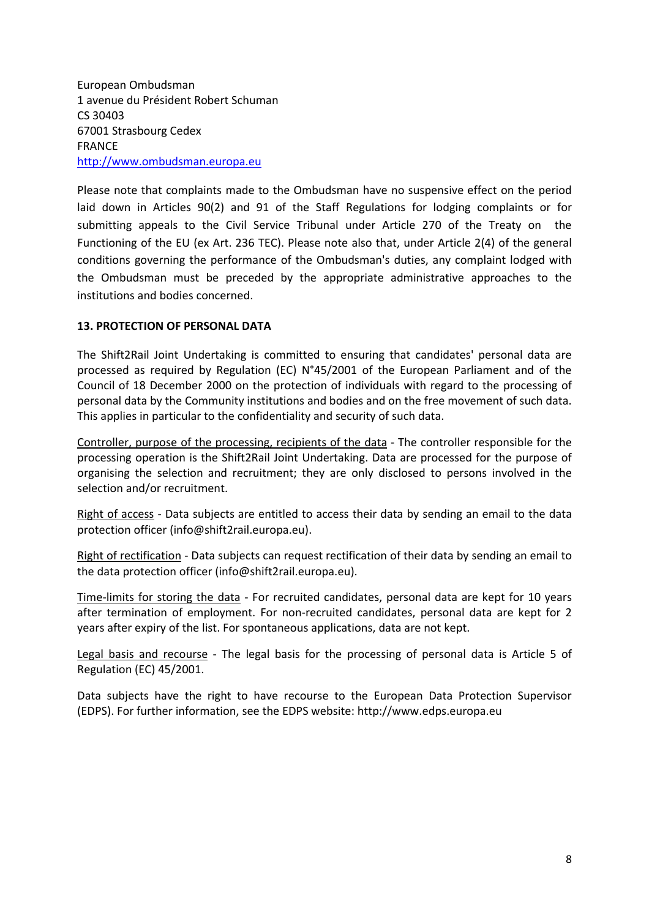European Ombudsman
1 avenue du Président Robert Schuman
CS 30403
67001 Strasbourg Cedex
FRANCE
[http://www.ombudsman.europa.eu](http://www.ombudsman.europa.eu)

Please note that complaints made to the Ombudsman have no suspensive effect on the period laid down in Articles 90(2) and 91 of the Staff Regulations for lodging complaints or for submitting appeals to the Civil Service Tribunal under Article 270 of the Treaty on the Functioning of the EU (ex Art. 236 TEC). Please note also that, under Article 2(4) of the general conditions governing the performance of the Ombudsman's duties, any complaint lodged with the Ombudsman must be preceded by the appropriate administrative approaches to the institutions and bodies concerned.

**13. PROTECTION OF PERSONAL DATA**

The Shift2Rail Joint Undertaking is committed to ensuring that candidates' personal data are processed as required by Regulation (EC) N°45/2001 of the European Parliament and of the Council of 18 December 2000 on the protection of individuals with regard to the processing of personal data by the Community institutions and bodies and on the free movement of such data. This applies in particular to the confidentiality and security of such data.

Controller, purpose of the processing, recipients of the data - The controller responsible for the processing operation is the Shift2Rail Joint Undertaking. Data are processed for the purpose of organising the selection and recruitment; they are only disclosed to persons involved in the selection and/or recruitment.

Right of access - Data subjects are entitled to access their data by sending an email to the data protection officer (info@shift2rail.europa.eu).

Right of rectification - Data subjects can request rectification of their data by sending an email to the data protection officer (info@shift2rail.europa.eu).

Time-limits for storing the data - For recruited candidates, personal data are kept for 10 years after termination of employment. For non-recruited candidates, personal data are kept for 2 years after expiry of the list. For spontaneous applications, data are not kept.

Legal basis and recourse - The legal basis for the processing of personal data is Article 5 of Regulation (EC) 45/2001.

Data subjects have the right to have recourse to the European Data Protection Supervisor (EDPS). For further information, see the EDPS website: http://www.edps.europa.eu